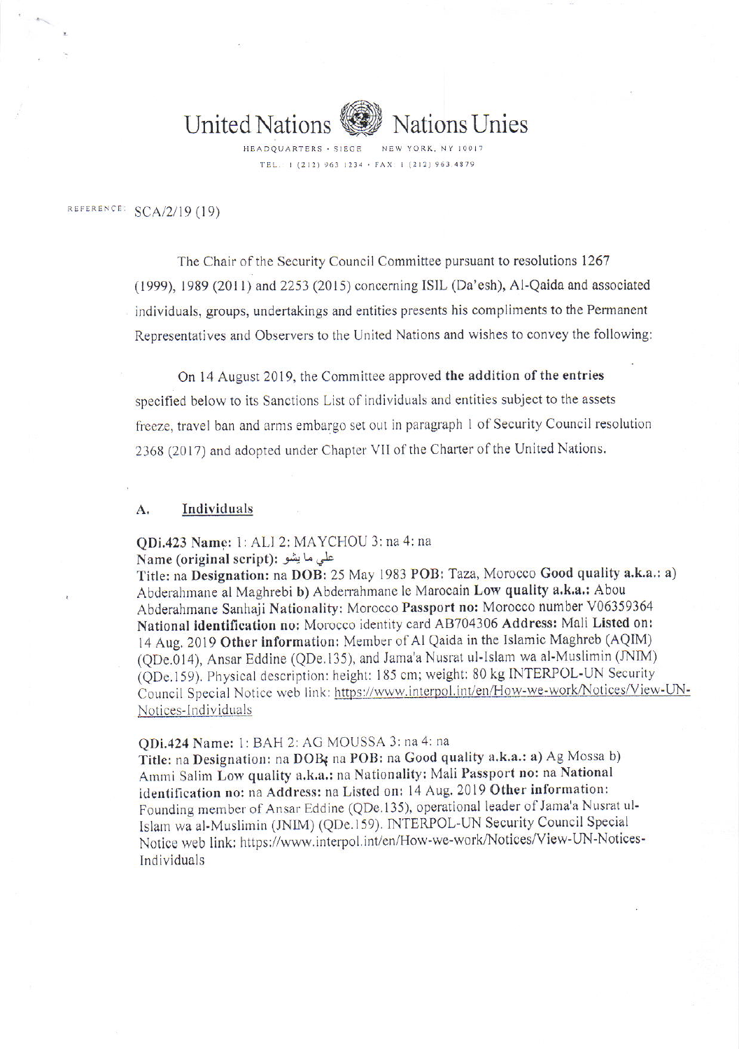United Nations    Nations Unies

HEADQUARTERS · SIEGE    NEW YORK, NY 10017

TEL.: 1 (212) 963.1234 · FAX: 1 (212) 963.4879

REFERENCE: SCA/2/19 (19)

The Chair of the Security Council Committee pursuant to resolutions 1267 (1999), 1989 (2011) and 2253 (2015) concerning ISIL (Da'esh), Al-Qaida and associated individuals, groups, undertakings and entities presents his compliments to the Permanent Representatives and Observers to the United Nations and wishes to convey the following:

On 14 August 2019, the Committee approved **the addition of the entries** specified below to its Sanctions List of individuals and entities subject to the assets freeze, travel ban and arms embargo set out in paragraph 1 of Security Council resolution 2368 (2017) and adopted under Chapter VII of the Charter of the United Nations.

## A. Individuals

**QDi.423 Name:** 1: ALI 2: MAYCHOU 3: na 4: na
**Name (original script):** علي ما يشو
**Title:** na **Designation:** na **DOB:** 25 May 1983 **POB:** Taza, Morocco **Good quality a.k.a.:** a) Abderahmane al Maghrebi b) Abderrahmane le Marocain **Low quality a.k.a.:** Abou Abderahmane Sanhaji **Nationality:** Morocco **Passport no:** Morocco number V06359364 **National identification no:** Morocco identity card AB704306 **Address:** Mali **Listed on:** 14 Aug. 2019 **Other information:** Member of Al Qaida in the Islamic Maghreb (AQIM) (QDe.014), Ansar Eddine (QDe.135), and Jama'a Nusrat ul-Islam wa al-Muslimin (JNIM) (QDe.159). Physical description: height: 185 cm; weight: 80 kg INTERPOL-UN Security Council Special Notice web link: https://www.interpol.int/en/How-we-work/Notices/View-UN-Notices-Individuals

**QDi.424 Name:** 1: BAH 2: AG MOUSSA 3: na 4: na
**Title:** na **Designation:** na **DOB:** na **POB:** na **Good quality a.k.a.:** a) Ag Mossa b) Ammi Salim **Low quality a.k.a.:** na **Nationality:** Mali **Passport no:** na **National identification no:** na **Address:** na **Listed on:** 14 Aug. 2019 **Other information:** Founding member of Ansar Eddine (QDe.135), operational leader of Jama'a Nusrat ul-Islam wa al-Muslimin (JNIM) (QDe.159). INTERPOL-UN Security Council Special Notice web link: https://www.interpol.int/en/How-we-work/Notices/View-UN-Notices-Individuals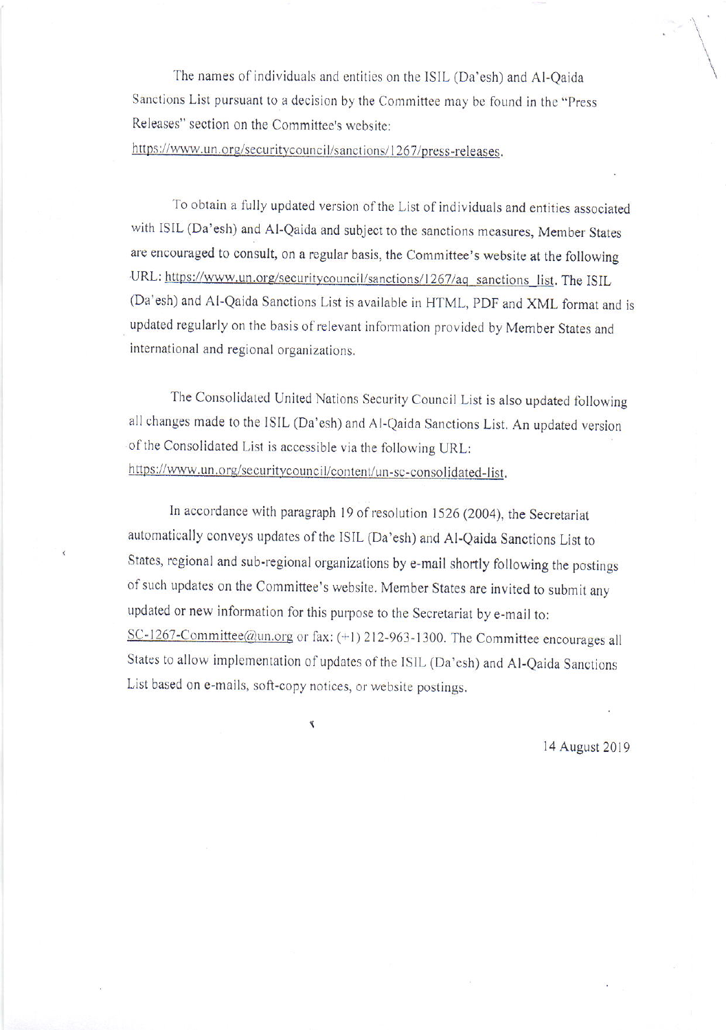The names of individuals and entities on the ISIL (Da'esh) and Al-Qaida Sanctions List pursuant to a decision by the Committee may be found in the "Press Releases" section on the Committee's website: https://www.un.org/securitycouncil/sanctions/1267/press-releases.

To obtain a fully updated version of the List of individuals and entities associated with ISIL (Da'esh) and Al-Qaida and subject to the sanctions measures, Member States are encouraged to consult, on a regular basis, the Committee's website at the following URL: https://www.un.org/securitycouncil/sanctions/1267/aq_sanctions_list. The ISIL (Da'esh) and Al-Qaida Sanctions List is available in HTML, PDF and XML format and is updated regularly on the basis of relevant information provided by Member States and international and regional organizations.

The Consolidated United Nations Security Council List is also updated following all changes made to the ISIL (Da'esh) and Al-Qaida Sanctions List. An updated version of the Consolidated List is accessible via the following URL: https://www.un.org/securitycouncil/content/un-sc-consolidated-list.

In accordance with paragraph 19 of resolution 1526 (2004), the Secretariat automatically conveys updates of the ISIL (Da'esh) and Al-Qaida Sanctions List to States, regional and sub-regional organizations by e-mail shortly following the postings of such updates on the Committee's website. Member States are invited to submit any updated or new information for this purpose to the Secretariat by e-mail to: SC-1267-Committee@un.org or fax: (+1) 212-963-1300. The Committee encourages all States to allow implementation of updates of the ISIL (Da'esh) and Al-Qaida Sanctions List based on e-mails, soft-copy notices, or website postings.

14 August 2019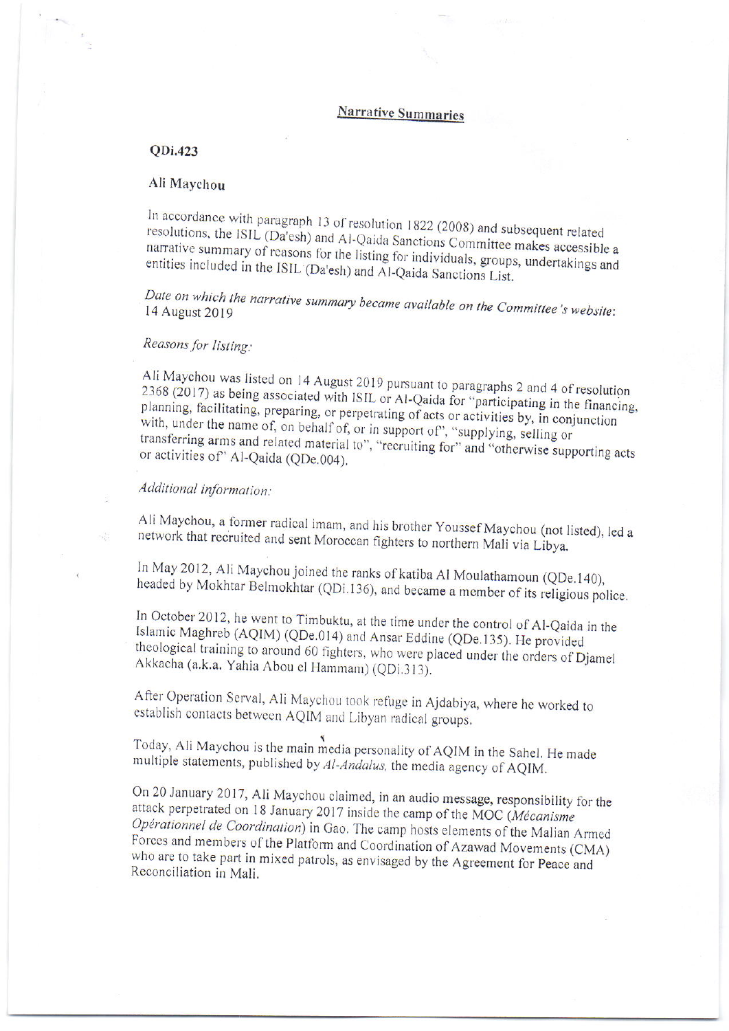## Narrative Summaries

### QDi.423

### Ali Maychou

In accordance with paragraph 13 of resolution 1822 (2008) and subsequent related resolutions, the ISIL (Da'esh) and Al-Qaida Sanctions Committee makes accessible a narrative summary of reasons for the listing for individuals, groups, undertakings and entities included in the ISIL (Da'esh) and Al-Qaida Sanctions List.

*Date on which the narrative summary became available on the Committee's website:* 14 August 2019

*Reasons for listing:*

Ali Maychou was listed on 14 August 2019 pursuant to paragraphs 2 and 4 of resolution 2368 (2017) as being associated with ISIL or Al-Qaida for "participating in the financing, planning, facilitating, preparing, or perpetrating of acts or activities by, in conjunction with, under the name of, on behalf of, or in support of", "supplying, selling or transferring arms and related material to", "recruiting for" and "otherwise supporting acts or activities of" Al-Qaida (QDe.004).

*Additional information:*

Ali Maychou, a former radical imam, and his brother Youssef Maychou (not listed), led a network that recruited and sent Moroccan fighters to northern Mali via Libya.

In May 2012, Ali Maychou joined the ranks of katiba Al Moulathamoun (QDe.140), headed by Mokhtar Belmokhtar (QDi.136), and became a member of its religious police.

In October 2012, he went to Timbuktu, at the time under the control of Al-Qaida in the Islamic Maghreb (AQIM) (QDe.014) and Ansar Eddine (QDe.135). He provided theological training to around 60 fighters, who were placed under the orders of Djamel Akkacha (a.k.a. Yahia Abou el Hammam) (QDi.313).

After Operation Serval, Ali Maychou took refuge in Ajdabiya, where he worked to establish contacts between AQIM and Libyan radical groups.

Today, Ali Maychou is the main media personality of AQIM in the Sahel. He made multiple statements, published by *Al-Andalus,* the media agency of AQIM.

On 20 January 2017, Ali Maychou claimed, in an audio message, responsibility for the attack perpetrated on 18 January 2017 inside the camp of the MOC (*Mécanisme Opérationnel de Coordination*) in Gao. The camp hosts elements of the Malian Armed Forces and members of the Platform and Coordination of Azawad Movements (CMA) who are to take part in mixed patrols, as envisaged by the Agreement for Peace and Reconciliation in Mali.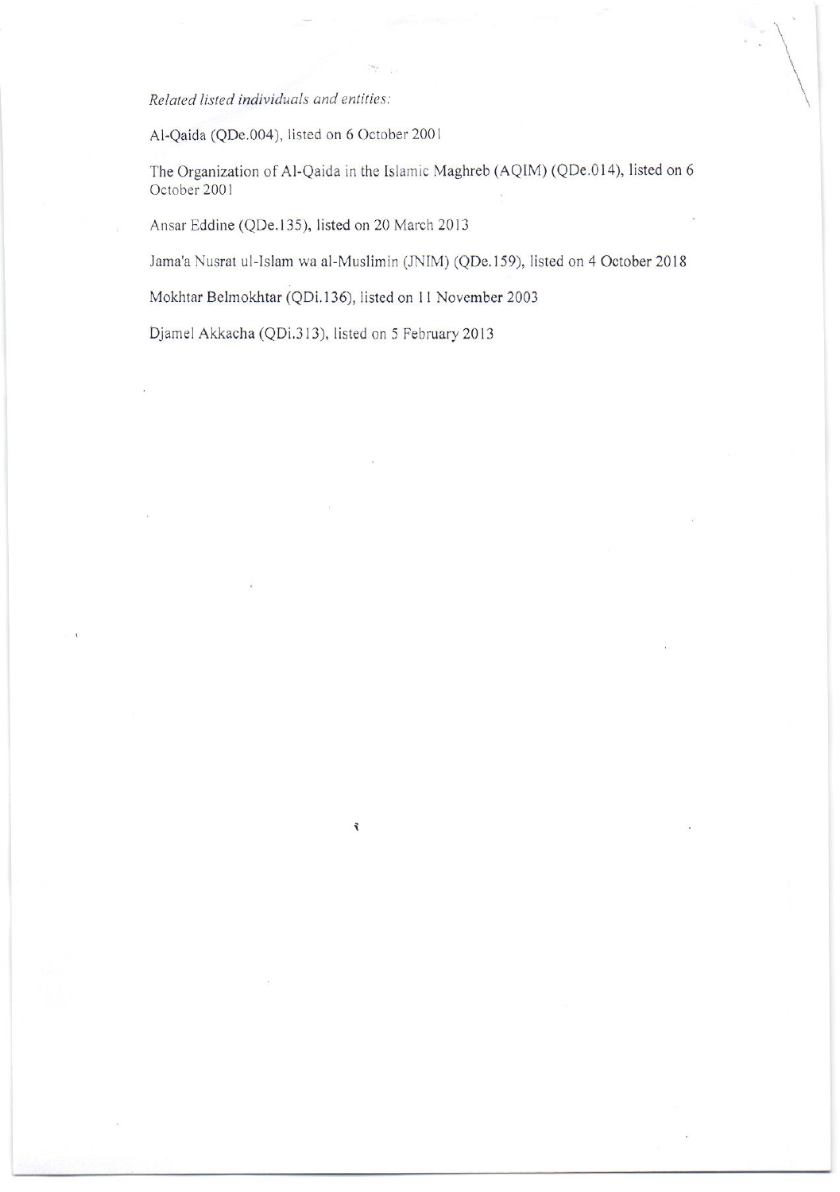*Related listed individuals and entities:*

Al-Qaida (QDe.004), listed on 6 October 2001

The Organization of Al-Qaida in the Islamic Maghreb (AQIM) (QDe.014), listed on 6 October 2001

Ansar Eddine (QDe.135), listed on 20 March 2013

Jama'a Nusrat ul-Islam wa al-Muslimin (JNIM) (QDe.159), listed on 4 October 2018

Mokhtar Belmokhtar (QDi.136), listed on 11 November 2003

Djamel Akkacha (QDi.313), listed on 5 February 2013